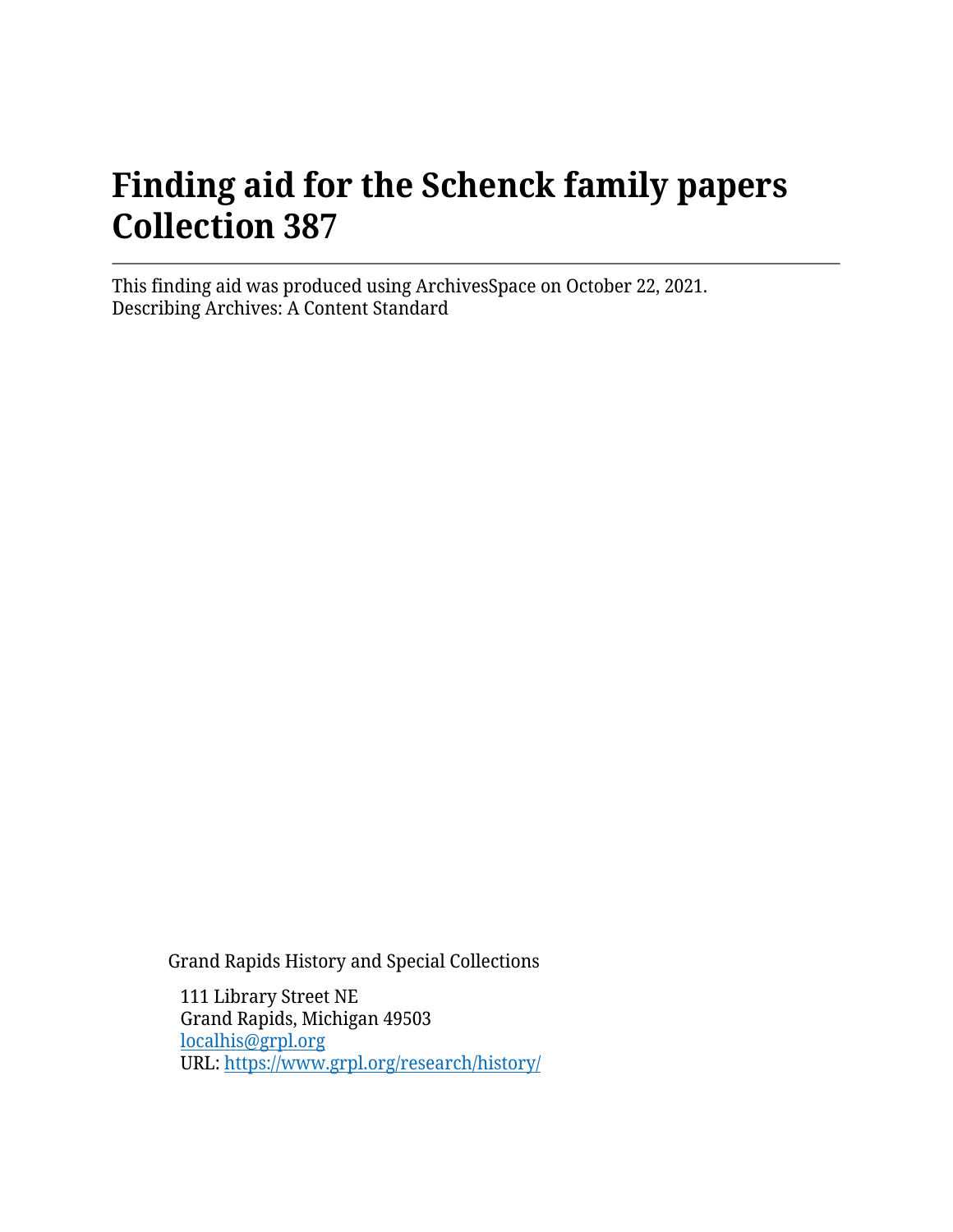# Finding aid for the Schenck family papers Collection 387

---

This finding aid was produced using ArchivesSpace on October 22, 2021.
Describing Archives: A Content Standard

Grand Rapids History and Special Collections

111 Library Street NE
Grand Rapids, Michigan 49503
[localhis@grpl.org](mailto:localhis@grpl.org)
URL: [https://www.grpl.org/research/history/](https://www.grpl.org/research/history/)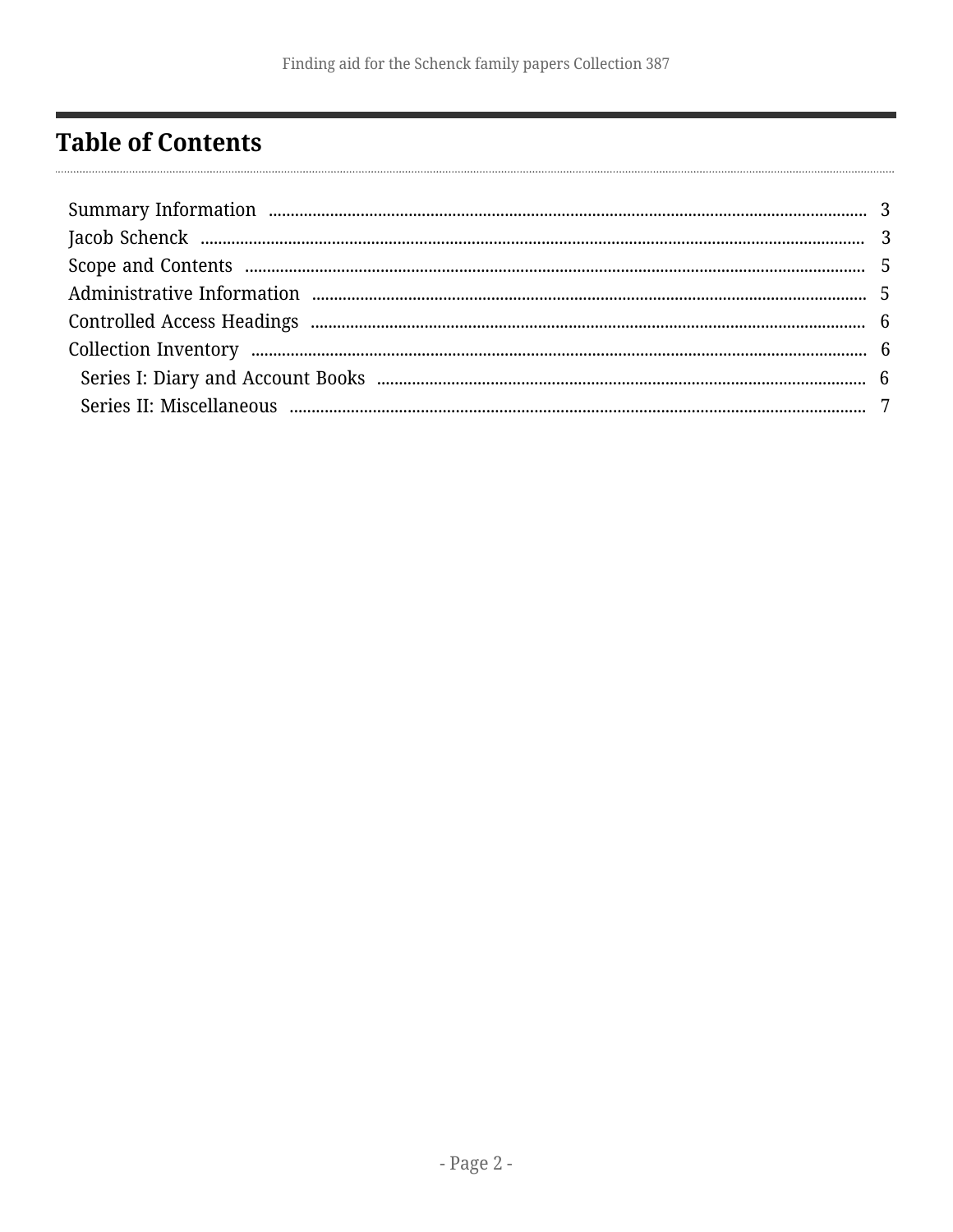## Table of Contents

- Summary Information ..... 3
- Jacob Schenck ..... 3
- Scope and Contents ..... 5
- Administrative Information ..... 5
- Controlled Access Headings ..... 6
- Collection Inventory ..... 6
  - Series I: Diary and Account Books ..... 6
  - Series II: Miscellaneous ..... 7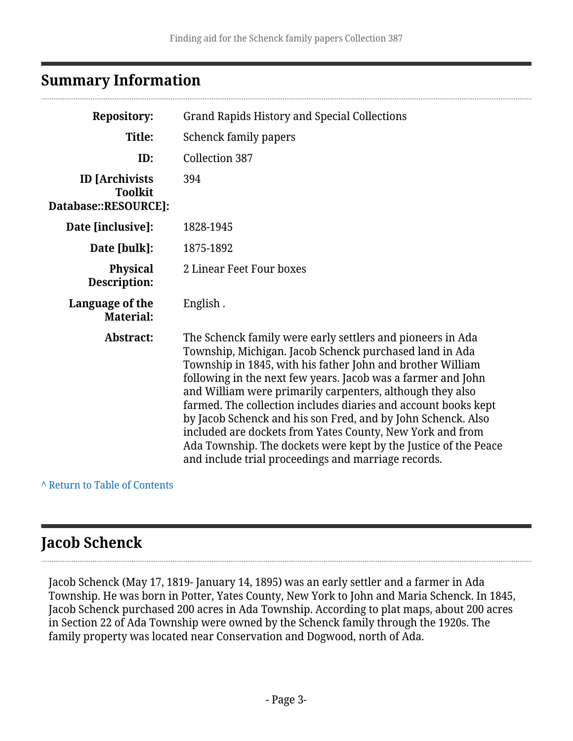## Summary Information

| | |
|---|---|
| **Repository:** | Grand Rapids History and Special Collections |
| **Title:** | Schenck family papers |
| **ID:** | Collection 387 |
| **ID [Archivists Toolkit Database::RESOURCE]:** | 394 |
| **Date [inclusive]:** | 1828-1945 |
| **Date [bulk]:** | 1875-1892 |
| **Physical Description:** | 2 Linear Feet Four boxes |
| **Language of the Material:** | English . |
| **Abstract:** | The Schenck family were early settlers and pioneers in Ada Township, Michigan. Jacob Schenck purchased land in Ada Township in 1845, with his father John and brother William following in the next few years. Jacob was a farmer and John and William were primarily carpenters, although they also farmed. The collection includes diaries and account books kept by Jacob Schenck and his son Fred, and by John Schenck. Also included are dockets from Yates County, New York and from Ada Township. The dockets were kept by the Justice of the Peace and include trial proceedings and marriage records. |

^ Return to Table of Contents

## Jacob Schenck

Jacob Schenck (May 17, 1819- January 14, 1895) was an early settler and a farmer in Ada Township. He was born in Potter, Yates County, New York to John and Maria Schenck. In 1845, Jacob Schenck purchased 200 acres in Ada Township. According to plat maps, about 200 acres in Section 22 of Ada Township were owned by the Schenck family through the 1920s. The family property was located near Conservation and Dogwood, north of Ada.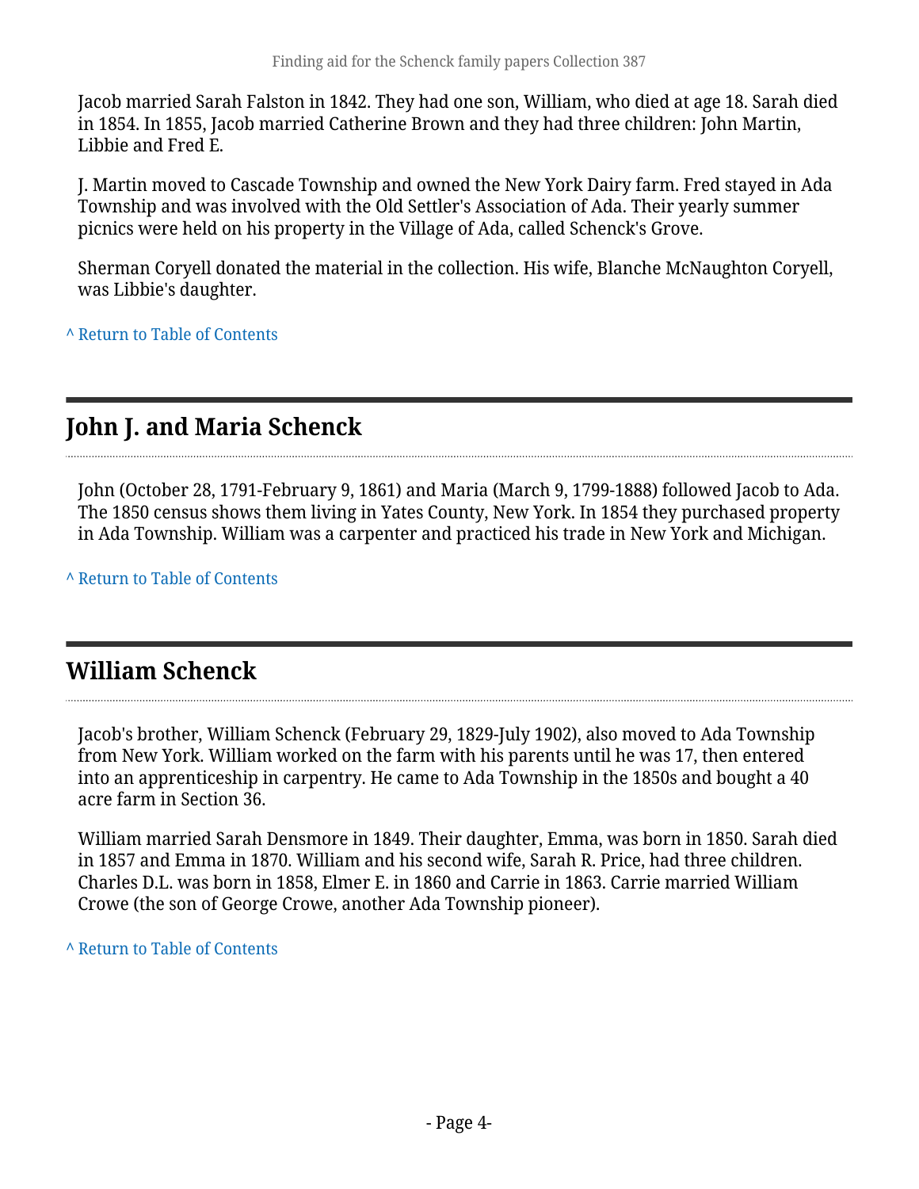Jacob married Sarah Falston in 1842. They had one son, William, who died at age 18. Sarah died in 1854. In 1855, Jacob married Catherine Brown and they had three children: John Martin, Libbie and Fred E.

J. Martin moved to Cascade Township and owned the New York Dairy farm. Fred stayed in Ada Township and was involved with the Old Settler's Association of Ada. Their yearly summer picnics were held on his property in the Village of Ada, called Schenck's Grove.

Sherman Coryell donated the material in the collection. His wife, Blanche McNaughton Coryell, was Libbie's daughter.

^ Return to Table of Contents

## John J. and Maria Schenck

John (October 28, 1791-February 9, 1861) and Maria (March 9, 1799-1888) followed Jacob to Ada. The 1850 census shows them living in Yates County, New York. In 1854 they purchased property in Ada Township. William was a carpenter and practiced his trade in New York and Michigan.

^ Return to Table of Contents

## William Schenck

Jacob's brother, William Schenck (February 29, 1829-July 1902), also moved to Ada Township from New York. William worked on the farm with his parents until he was 17, then entered into an apprenticeship in carpentry. He came to Ada Township in the 1850s and bought a 40 acre farm in Section 36.

William married Sarah Densmore in 1849. Their daughter, Emma, was born in 1850. Sarah died in 1857 and Emma in 1870. William and his second wife, Sarah R. Price, had three children. Charles D.L. was born in 1858, Elmer E. in 1860 and Carrie in 1863. Carrie married William Crowe (the son of George Crowe, another Ada Township pioneer).

^ Return to Table of Contents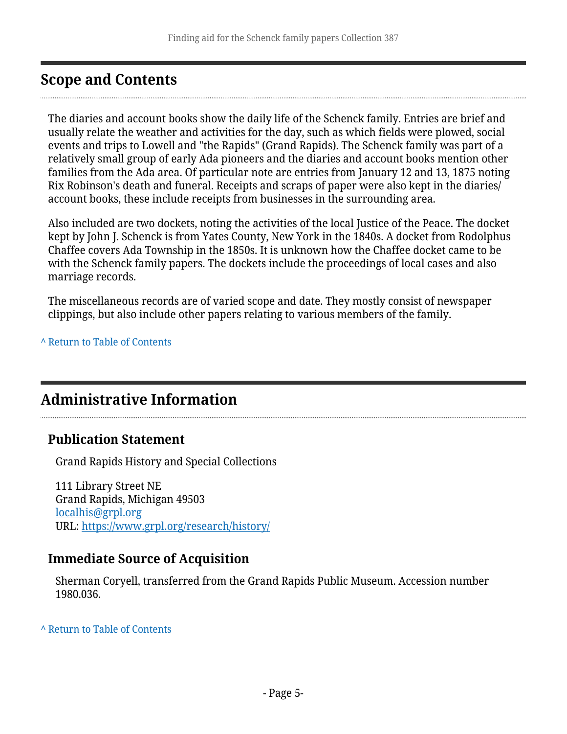## Scope and Contents

The diaries and account books show the daily life of the Schenck family. Entries are brief and usually relate the weather and activities for the day, such as which fields were plowed, social events and trips to Lowell and "the Rapids" (Grand Rapids). The Schenck family was part of a relatively small group of early Ada pioneers and the diaries and account books mention other families from the Ada area. Of particular note are entries from January 12 and 13, 1875 noting Rix Robinson's death and funeral. Receipts and scraps of paper were also kept in the diaries/account books, these include receipts from businesses in the surrounding area.

Also included are two dockets, noting the activities of the local Justice of the Peace. The docket kept by John J. Schenck is from Yates County, New York in the 1840s. A docket from Rodolphus Chaffee covers Ada Township in the 1850s. It is unknown how the Chaffee docket came to be with the Schenck family papers. The dockets include the proceedings of local cases and also marriage records.

The miscellaneous records are of varied scope and date. They mostly consist of newspaper clippings, but also include other papers relating to various members of the family.

^ Return to Table of Contents

## Administrative Information

### Publication Statement

Grand Rapids History and Special Collections

111 Library Street NE
Grand Rapids, Michigan 49503
localhis@grpl.org
URL: https://www.grpl.org/research/history/

### Immediate Source of Acquisition

Sherman Coryell, transferred from the Grand Rapids Public Museum. Accession number 1980.036.

^ Return to Table of Contents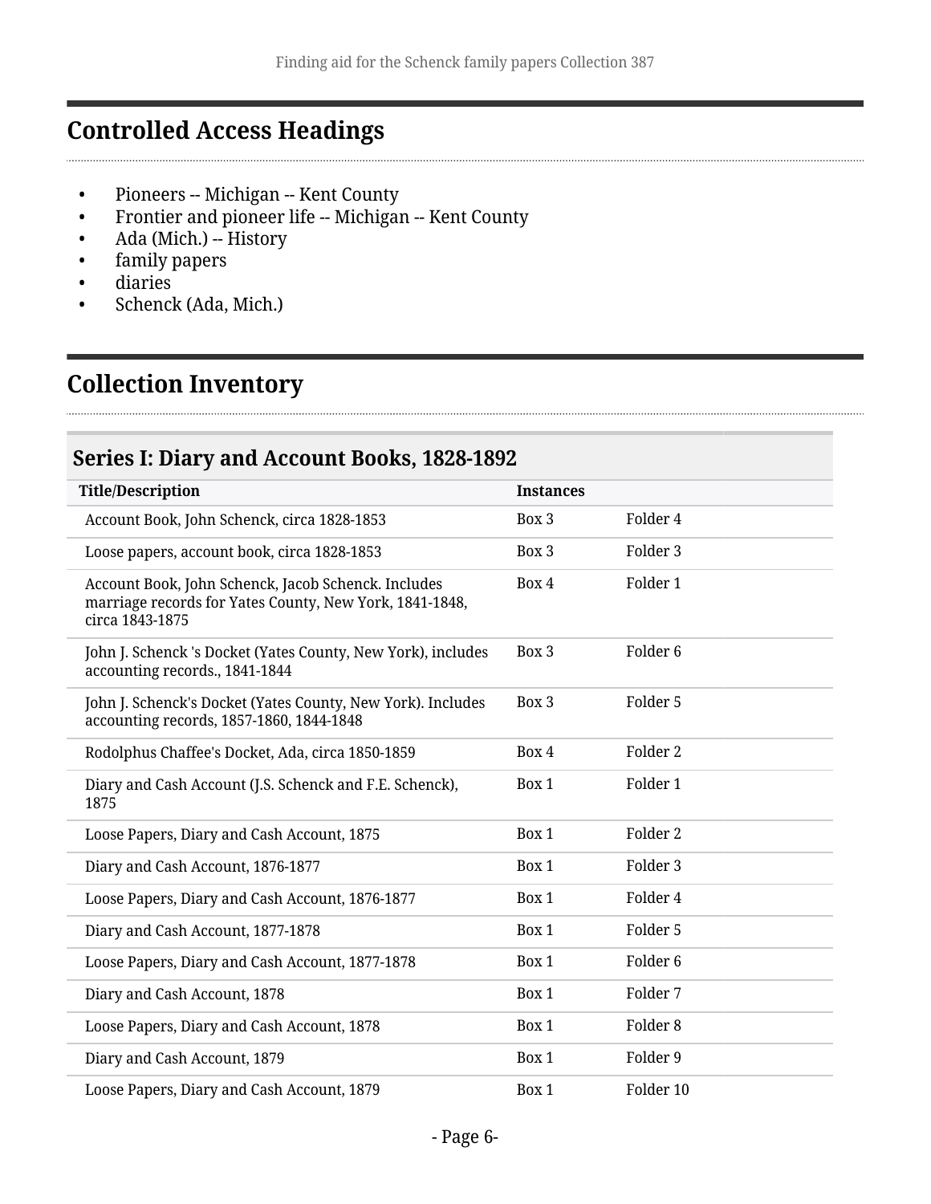## Controlled Access Headings

- Pioneers -- Michigan -- Kent County
- Frontier and pioneer life -- Michigan -- Kent County
- Ada (Mich.) -- History
- family papers
- diaries
- Schenck (Ada, Mich.)

## Collection Inventory

### Series I: Diary and Account Books, 1828-1892

| Title/Description | Instances | |
|---|---|---|
| Account Book, John Schenck, circa 1828-1853 | Box 3 | Folder 4 |
| Loose papers, account book, circa 1828-1853 | Box 3 | Folder 3 |
| Account Book, John Schenck, Jacob Schenck. Includes marriage records for Yates County, New York, 1841-1848, circa 1843-1875 | Box 4 | Folder 1 |
| John J. Schenck 's Docket (Yates County, New York), includes accounting records., 1841-1844 | Box 3 | Folder 6 |
| John J. Schenck's Docket (Yates County, New York). Includes accounting records, 1857-1860, 1844-1848 | Box 3 | Folder 5 |
| Rodolphus Chaffee's Docket, Ada, circa 1850-1859 | Box 4 | Folder 2 |
| Diary and Cash Account (J.S. Schenck and F.E. Schenck), 1875 | Box 1 | Folder 1 |
| Loose Papers, Diary and Cash Account, 1875 | Box 1 | Folder 2 |
| Diary and Cash Account, 1876-1877 | Box 1 | Folder 3 |
| Loose Papers, Diary and Cash Account, 1876-1877 | Box 1 | Folder 4 |
| Diary and Cash Account, 1877-1878 | Box 1 | Folder 5 |
| Loose Papers, Diary and Cash Account, 1877-1878 | Box 1 | Folder 6 |
| Diary and Cash Account, 1878 | Box 1 | Folder 7 |
| Loose Papers, Diary and Cash Account, 1878 | Box 1 | Folder 8 |
| Diary and Cash Account, 1879 | Box 1 | Folder 9 |
| Loose Papers, Diary and Cash Account, 1879 | Box 1 | Folder 10 |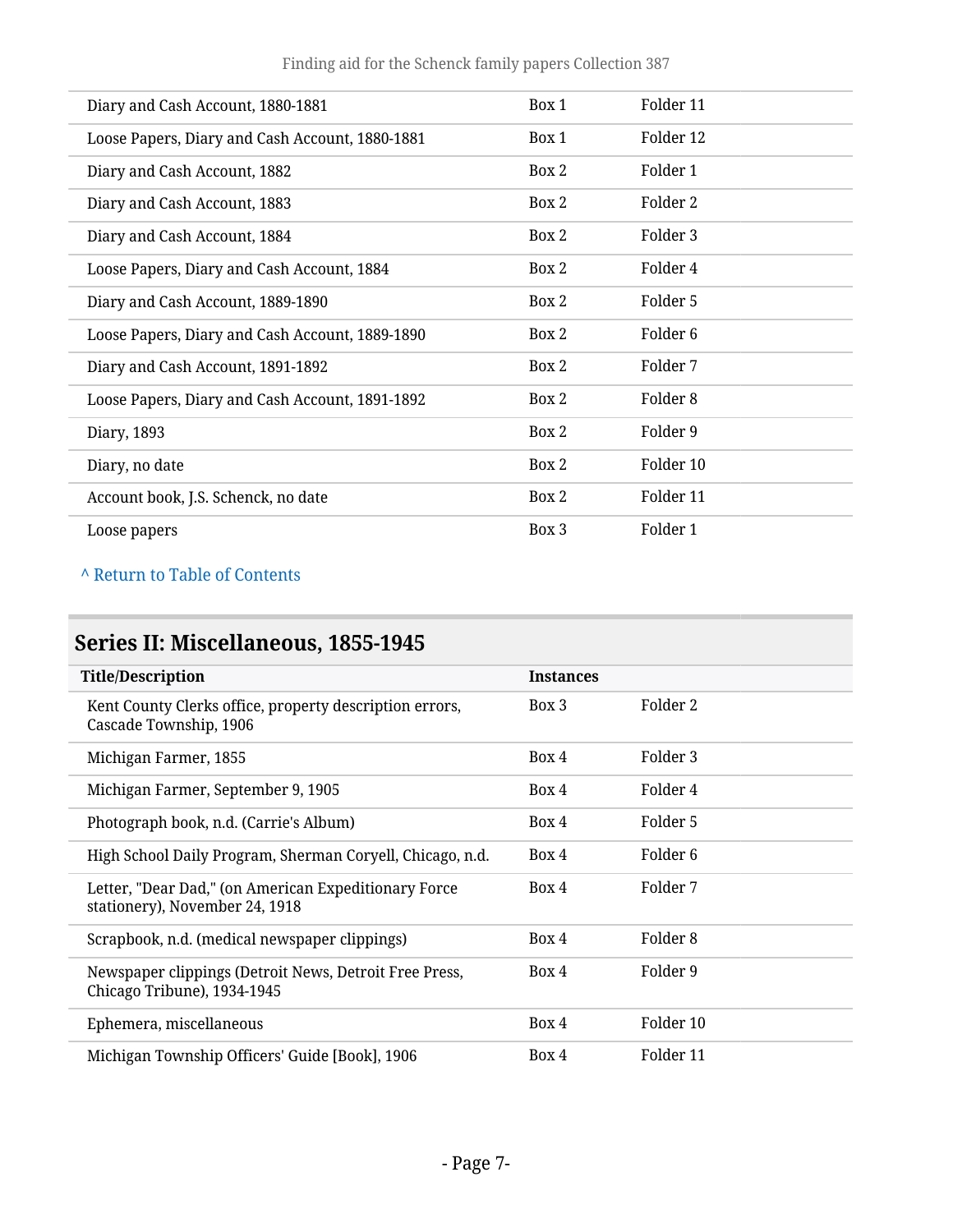| | | |
|---|---|---|
| Diary and Cash Account, 1880-1881 | Box 1 | Folder 11 |
| Loose Papers, Diary and Cash Account, 1880-1881 | Box 1 | Folder 12 |
| Diary and Cash Account, 1882 | Box 2 | Folder 1 |
| Diary and Cash Account, 1883 | Box 2 | Folder 2 |
| Diary and Cash Account, 1884 | Box 2 | Folder 3 |
| Loose Papers, Diary and Cash Account, 1884 | Box 2 | Folder 4 |
| Diary and Cash Account, 1889-1890 | Box 2 | Folder 5 |
| Loose Papers, Diary and Cash Account, 1889-1890 | Box 2 | Folder 6 |
| Diary and Cash Account, 1891-1892 | Box 2 | Folder 7 |
| Loose Papers, Diary and Cash Account, 1891-1892 | Box 2 | Folder 8 |
| Diary, 1893 | Box 2 | Folder 9 |
| Diary, no date | Box 2 | Folder 10 |
| Account book, J.S. Schenck, no date | Box 2 | Folder 11 |
| Loose papers | Box 3 | Folder 1 |

^ Return to Table of Contents

## Series II: Miscellaneous, 1855-1945

| Title/Description | Instances | |
|---|---|---|
| Kent County Clerks office, property description errors, Cascade Township, 1906 | Box 3 | Folder 2 |
| Michigan Farmer, 1855 | Box 4 | Folder 3 |
| Michigan Farmer, September 9, 1905 | Box 4 | Folder 4 |
| Photograph book, n.d. (Carrie's Album) | Box 4 | Folder 5 |
| High School Daily Program, Sherman Coryell, Chicago, n.d. | Box 4 | Folder 6 |
| Letter, "Dear Dad," (on American Expeditionary Force stationery), November 24, 1918 | Box 4 | Folder 7 |
| Scrapbook, n.d. (medical newspaper clippings) | Box 4 | Folder 8 |
| Newspaper clippings (Detroit News, Detroit Free Press, Chicago Tribune), 1934-1945 | Box 4 | Folder 9 |
| Ephemera, miscellaneous | Box 4 | Folder 10 |
| Michigan Township Officers' Guide [Book], 1906 | Box 4 | Folder 11 |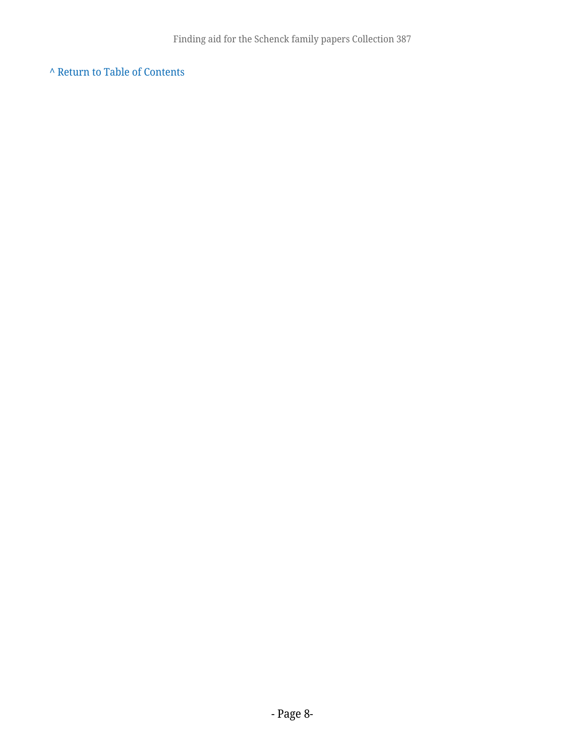^ Return to Table of Contents